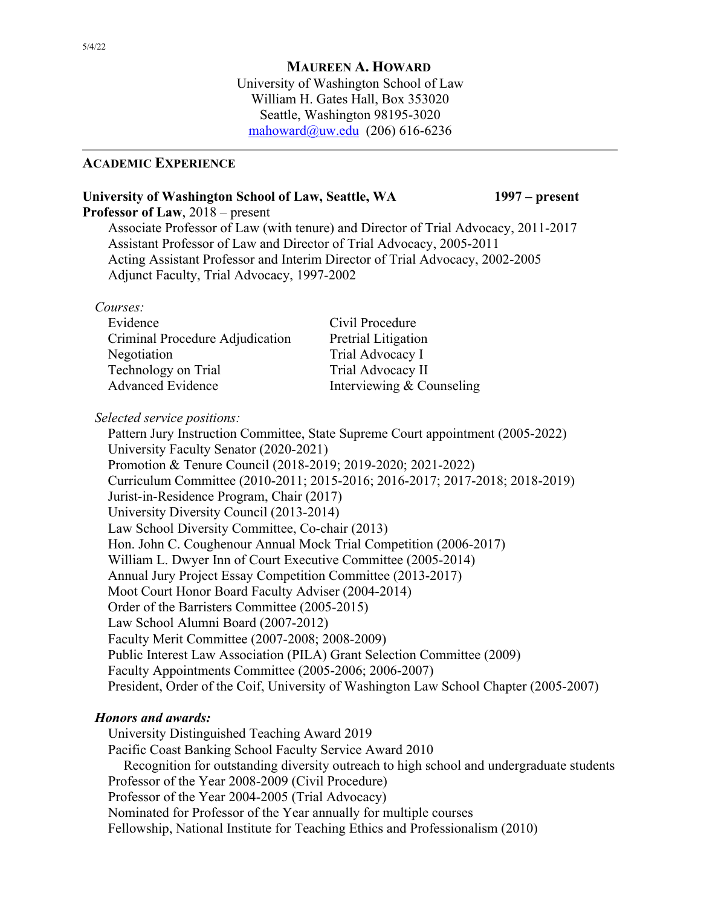5/4/22

# Maureen A. Howard

University of Washington School of Law
William H. Gates Hall, Box 353020
Seattle, Washington 98195-3020
mahoward@uw.edu (206) 616-6236

## Academic Experience

**University of Washington School of Law, Seattle, WA** **1997 – present**
**Professor of Law**, 2018 – present
Associate Professor of Law (with tenure) and Director of Trial Advocacy, 2011-2017
Assistant Professor of Law and Director of Trial Advocacy, 2005-2011
Acting Assistant Professor and Interim Director of Trial Advocacy, 2002-2005
Adjunct Faculty, Trial Advocacy, 1997-2002

*Courses:*

- Evidence
- Criminal Procedure Adjudication
- Negotiation
- Technology on Trial
- Advanced Evidence
- Civil Procedure
- Pretrial Litigation
- Trial Advocacy I
- Trial Advocacy II
- Interviewing & Counseling

*Selected service positions:*

Pattern Jury Instruction Committee, State Supreme Court appointment (2005-2022)
University Faculty Senator (2020-2021)
Promotion & Tenure Council (2018-2019; 2019-2020; 2021-2022)
Curriculum Committee (2010-2011; 2015-2016; 2016-2017; 2017-2018; 2018-2019)
Jurist-in-Residence Program, Chair (2017)
University Diversity Council (2013-2014)
Law School Diversity Committee, Co-chair (2013)
Hon. John C. Coughenour Annual Mock Trial Competition (2006-2017)
William L. Dwyer Inn of Court Executive Committee (2005-2014)
Annual Jury Project Essay Competition Committee (2013-2017)
Moot Court Honor Board Faculty Adviser (2004-2014)
Order of the Barristers Committee (2005-2015)
Law School Alumni Board (2007-2012)
Faculty Merit Committee (2007-2008; 2008-2009)
Public Interest Law Association (PILA) Grant Selection Committee (2009)
Faculty Appointments Committee (2005-2006; 2006-2007)
President, Order of the Coif, University of Washington Law School Chapter (2005-2007)

***Honors and awards:***

University Distinguished Teaching Award 2019
Pacific Coast Banking School Faculty Service Award 2010
  Recognition for outstanding diversity outreach to high school and undergraduate students
Professor of the Year 2008-2009 (Civil Procedure)
Professor of the Year 2004-2005 (Trial Advocacy)
Nominated for Professor of the Year annually for multiple courses
Fellowship, National Institute for Teaching Ethics and Professionalism (2010)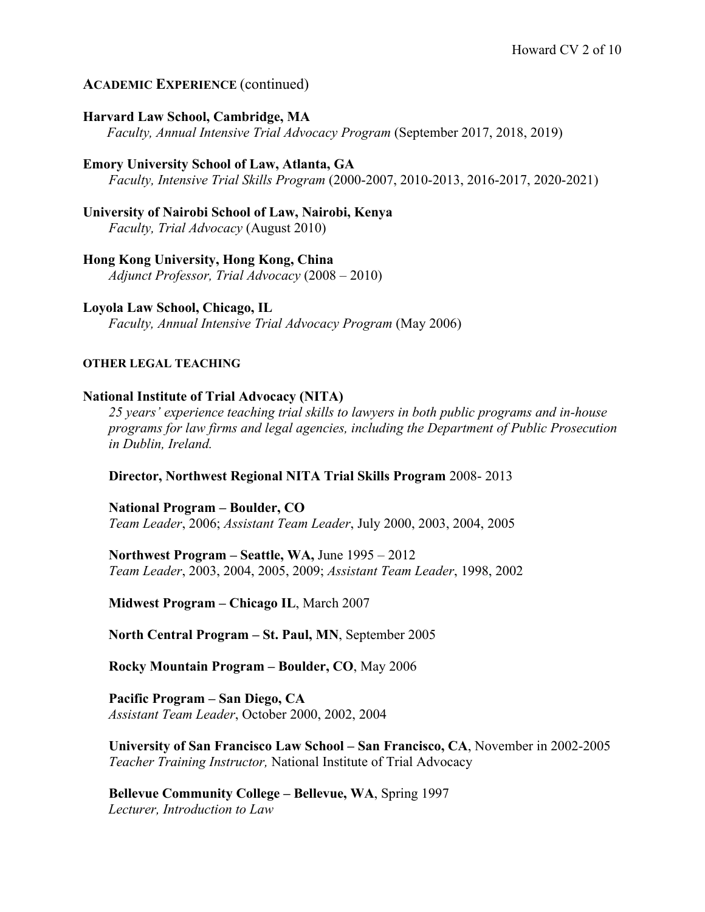## ACADEMIC EXPERIENCE (continued)

**Harvard Law School, Cambridge, MA**
*Faculty, Annual Intensive Trial Advocacy Program* (September 2017, 2018, 2019)

**Emory University School of Law, Atlanta, GA**
*Faculty, Intensive Trial Skills Program* (2000-2007, 2010-2013, 2016-2017, 2020-2021)

**University of Nairobi School of Law, Nairobi, Kenya**
*Faculty, Trial Advocacy* (August 2010)

**Hong Kong University, Hong Kong, China**
*Adjunct Professor, Trial Advocacy* (2008 – 2010)

**Loyola Law School, Chicago, IL**
*Faculty, Annual Intensive Trial Advocacy Program* (May 2006)

### OTHER LEGAL TEACHING

**National Institute of Trial Advocacy (NITA)**
*25 years' experience teaching trial skills to lawyers in both public programs and in-house programs for law firms and legal agencies, including the Department of Public Prosecution in Dublin, Ireland.*

**Director, Northwest Regional NITA Trial Skills Program** 2008- 2013

**National Program – Boulder, CO**
*Team Leader*, 2006; *Assistant Team Leader*, July 2000, 2003, 2004, 2005

**Northwest Program – Seattle, WA,** June 1995 – 2012
*Team Leader*, 2003, 2004, 2005, 2009; *Assistant Team Leader*, 1998, 2002

**Midwest Program – Chicago IL**, March 2007

**North Central Program – St. Paul, MN**, September 2005

**Rocky Mountain Program – Boulder, CO**, May 2006

**Pacific Program – San Diego, CA**
*Assistant Team Leader*, October 2000, 2002, 2004

**University of San Francisco Law School – San Francisco, CA**, November in 2002-2005
*Teacher Training Instructor,* National Institute of Trial Advocacy

**Bellevue Community College – Bellevue, WA**, Spring 1997
*Lecturer, Introduction to Law*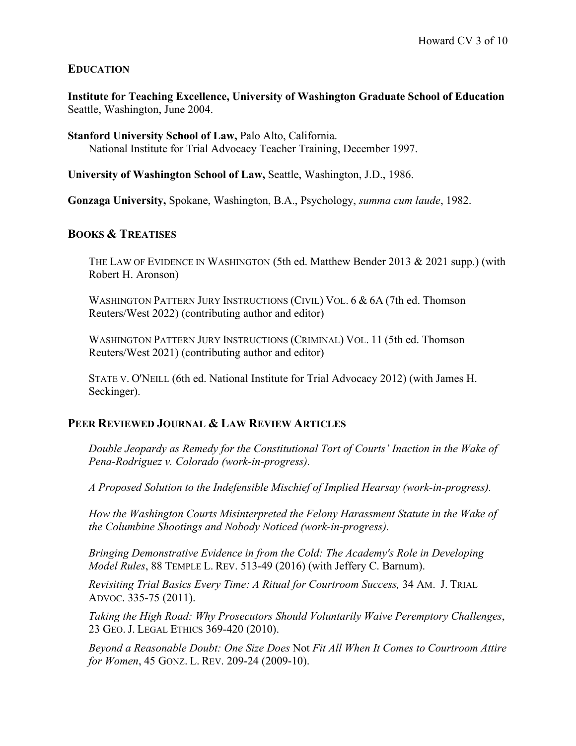## EDUCATION

**Institute for Teaching Excellence, University of Washington Graduate School of Education**
Seattle, Washington, June 2004.

**Stanford University School of Law,** Palo Alto, California.
National Institute for Trial Advocacy Teacher Training, December 1997.

**University of Washington School of Law,** Seattle, Washington, J.D., 1986.

**Gonzaga University,** Spokane, Washington, B.A., Psychology, *summa cum laude*, 1982.

## BOOKS & TREATISES

THE LAW OF EVIDENCE IN WASHINGTON (5th ed. Matthew Bender 2013 & 2021 supp.) (with Robert H. Aronson)

WASHINGTON PATTERN JURY INSTRUCTIONS (CIVIL) VOL. 6 & 6A (7th ed. Thomson Reuters/West 2022) (contributing author and editor)

WASHINGTON PATTERN JURY INSTRUCTIONS (CRIMINAL) VOL. 11 (5th ed. Thomson Reuters/West 2021) (contributing author and editor)

STATE V. O'NEILL (6th ed. National Institute for Trial Advocacy 2012) (with James H. Seckinger).

## PEER REVIEWED JOURNAL & LAW REVIEW ARTICLES

*Double Jeopardy as Remedy for the Constitutional Tort of Courts' Inaction in the Wake of Pena-Rodriguez v. Colorado (work-in-progress).*

*A Proposed Solution to the Indefensible Mischief of Implied Hearsay (work-in-progress).*

*How the Washington Courts Misinterpreted the Felony Harassment Statute in the Wake of the Columbine Shootings and Nobody Noticed (work-in-progress).*

*Bringing Demonstrative Evidence in from the Cold: The Academy's Role in Developing Model Rules*, 88 TEMPLE L. REV. 513-49 (2016) (with Jeffery C. Barnum).

*Revisiting Trial Basics Every Time: A Ritual for Courtroom Success,* 34 AM. J. TRIAL ADVOC. 335-75 (2011).

*Taking the High Road: Why Prosecutors Should Voluntarily Waive Peremptory Challenges*, 23 GEO. J. LEGAL ETHICS 369-420 (2010).

*Beyond a Reasonable Doubt: One Size Does* Not *Fit All When It Comes to Courtroom Attire for Women*, 45 GONZ. L. REV. 209-24 (2009-10).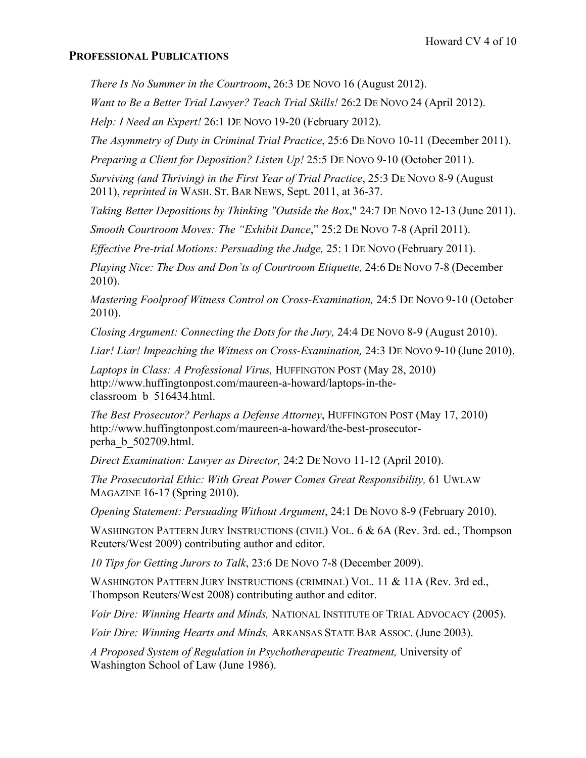## PROFESSIONAL PUBLICATIONS

*There Is No Summer in the Courtroom*, 26:3 DE NOVO 16 (August 2012).

*Want to Be a Better Trial Lawyer? Teach Trial Skills!* 26:2 DE NOVO 24 (April 2012).

*Help: I Need an Expert!* 26:1 DE NOVO 19-20 (February 2012).

*The Asymmetry of Duty in Criminal Trial Practice*, 25:6 DE NOVO 10-11 (December 2011).

*Preparing a Client for Deposition? Listen Up!* 25:5 DE NOVO 9-10 (October 2011).

*Surviving (and Thriving) in the First Year of Trial Practice*, 25:3 DE NOVO 8-9 (August 2011), *reprinted in* WASH. ST. BAR NEWS, Sept. 2011, at 36-37.

*Taking Better Depositions by Thinking "Outside the Box*," 24:7 DE NOVO 12-13 (June 2011).

*Smooth Courtroom Moves: The "Exhibit Dance*," 25:2 DE NOVO 7-8 (April 2011).

*Effective Pre-trial Motions: Persuading the Judge,* 25: 1 DE NOVO (February 2011).

*Playing Nice: The Dos and Don'ts of Courtroom Etiquette,* 24:6 DE NOVO 7-8 (December 2010).

*Mastering Foolproof Witness Control on Cross-Examination,* 24:5 DE NOVO 9-10 (October 2010).

*Closing Argument: Connecting the Dots for the Jury,* 24:4 DE NOVO 8-9 (August 2010).

*Liar! Liar! Impeaching the Witness on Cross-Examination,* 24:3 DE NOVO 9-10 (June 2010).

*Laptops in Class: A Professional Virus,* HUFFINGTON POST (May 28, 2010) http://www.huffingtonpost.com/maureen-a-howard/laptops-in-the-classroom_b_516434.html.

*The Best Prosecutor? Perhaps a Defense Attorney*, HUFFINGTON POST (May 17, 2010) http://www.huffingtonpost.com/maureen-a-howard/the-best-prosecutor-perha_b_502709.html.

*Direct Examination: Lawyer as Director,* 24:2 DE NOVO 11-12 (April 2010).

*The Prosecutorial Ethic: With Great Power Comes Great Responsibility,* 61 UWLAW MAGAZINE 16-17 (Spring 2010).

*Opening Statement: Persuading Without Argument*, 24:1 DE NOVO 8-9 (February 2010).

WASHINGTON PATTERN JURY INSTRUCTIONS (CIVIL) VOL. 6 & 6A (Rev. 3rd. ed., Thompson Reuters/West 2009) contributing author and editor.

*10 Tips for Getting Jurors to Talk*, 23:6 DE NOVO 7-8 (December 2009).

WASHINGTON PATTERN JURY INSTRUCTIONS (CRIMINAL) VOL. 11 & 11A (Rev. 3rd ed., Thompson Reuters/West 2008) contributing author and editor.

*Voir Dire: Winning Hearts and Minds,* NATIONAL INSTITUTE OF TRIAL ADVOCACY (2005).

*Voir Dire: Winning Hearts and Minds,* ARKANSAS STATE BAR ASSOC. (June 2003).

*A Proposed System of Regulation in Psychotherapeutic Treatment,* University of Washington School of Law (June 1986).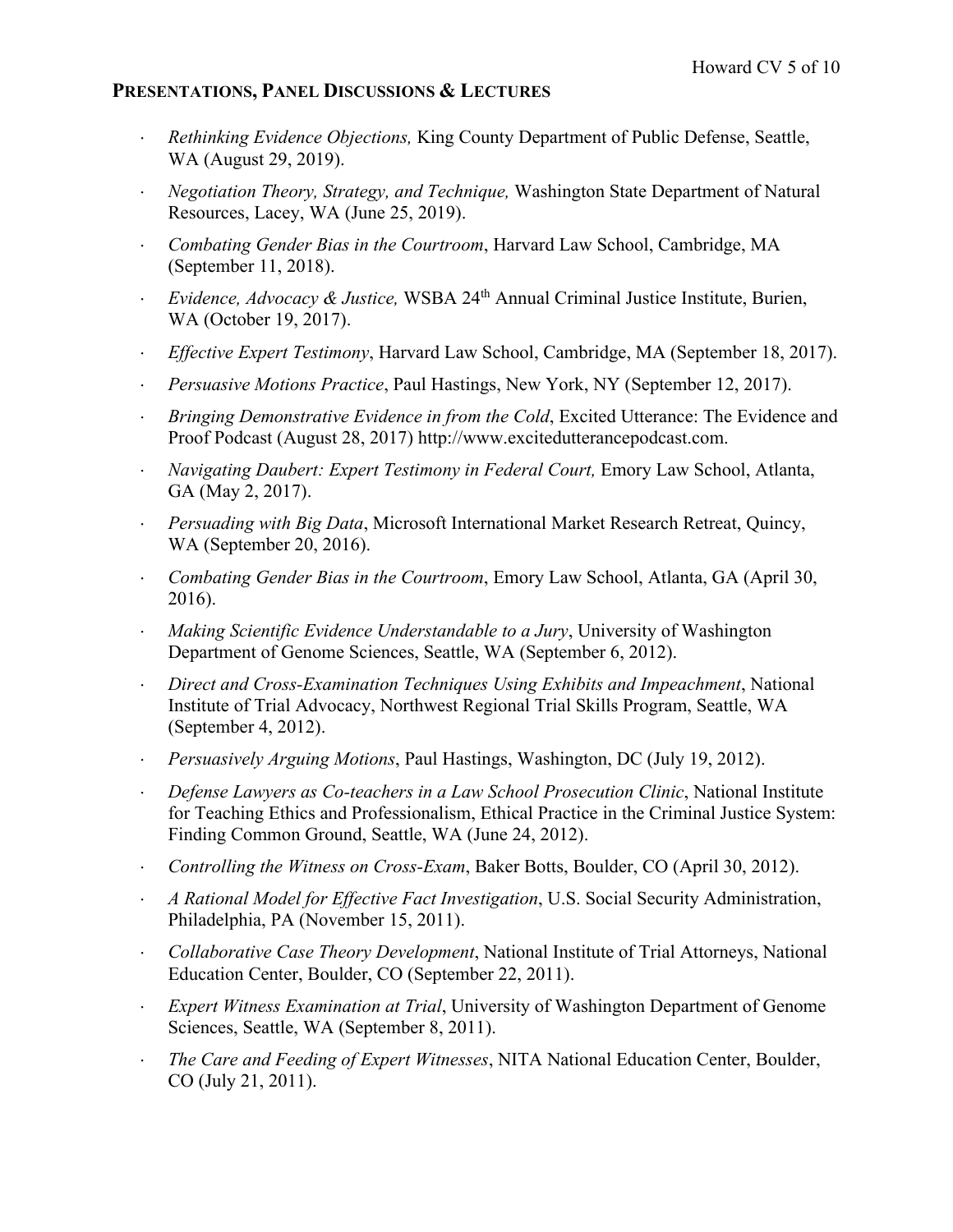## PRESENTATIONS, PANEL DISCUSSIONS & LECTURES

- *Rethinking Evidence Objections,* King County Department of Public Defense, Seattle, WA (August 29, 2019).
- *Negotiation Theory, Strategy, and Technique,* Washington State Department of Natural Resources, Lacey, WA (June 25, 2019).
- *Combating Gender Bias in the Courtroom*, Harvard Law School, Cambridge, MA (September 11, 2018).
- *Evidence, Advocacy & Justice,* WSBA 24th Annual Criminal Justice Institute, Burien, WA (October 19, 2017).
- *Effective Expert Testimony*, Harvard Law School, Cambridge, MA (September 18, 2017).
- *Persuasive Motions Practice*, Paul Hastings, New York, NY (September 12, 2017).
- *Bringing Demonstrative Evidence in from the Cold*, Excited Utterance: The Evidence and Proof Podcast (August 28, 2017) http://www.excitedutterancepodcast.com.
- *Navigating Daubert: Expert Testimony in Federal Court,* Emory Law School, Atlanta, GA (May 2, 2017).
- *Persuading with Big Data*, Microsoft International Market Research Retreat, Quincy, WA (September 20, 2016).
- *Combating Gender Bias in the Courtroom*, Emory Law School, Atlanta, GA (April 30, 2016).
- *Making Scientific Evidence Understandable to a Jury*, University of Washington Department of Genome Sciences, Seattle, WA (September 6, 2012).
- *Direct and Cross-Examination Techniques Using Exhibits and Impeachment*, National Institute of Trial Advocacy, Northwest Regional Trial Skills Program, Seattle, WA (September 4, 2012).
- *Persuasively Arguing Motions*, Paul Hastings, Washington, DC (July 19, 2012).
- *Defense Lawyers as Co-teachers in a Law School Prosecution Clinic*, National Institute for Teaching Ethics and Professionalism, Ethical Practice in the Criminal Justice System: Finding Common Ground, Seattle, WA (June 24, 2012).
- *Controlling the Witness on Cross-Exam*, Baker Botts, Boulder, CO (April 30, 2012).
- *A Rational Model for Effective Fact Investigation*, U.S. Social Security Administration, Philadelphia, PA (November 15, 2011).
- *Collaborative Case Theory Development*, National Institute of Trial Attorneys, National Education Center, Boulder, CO (September 22, 2011).
- *Expert Witness Examination at Trial*, University of Washington Department of Genome Sciences, Seattle, WA (September 8, 2011).
- *The Care and Feeding of Expert Witnesses*, NITA National Education Center, Boulder, CO (July 21, 2011).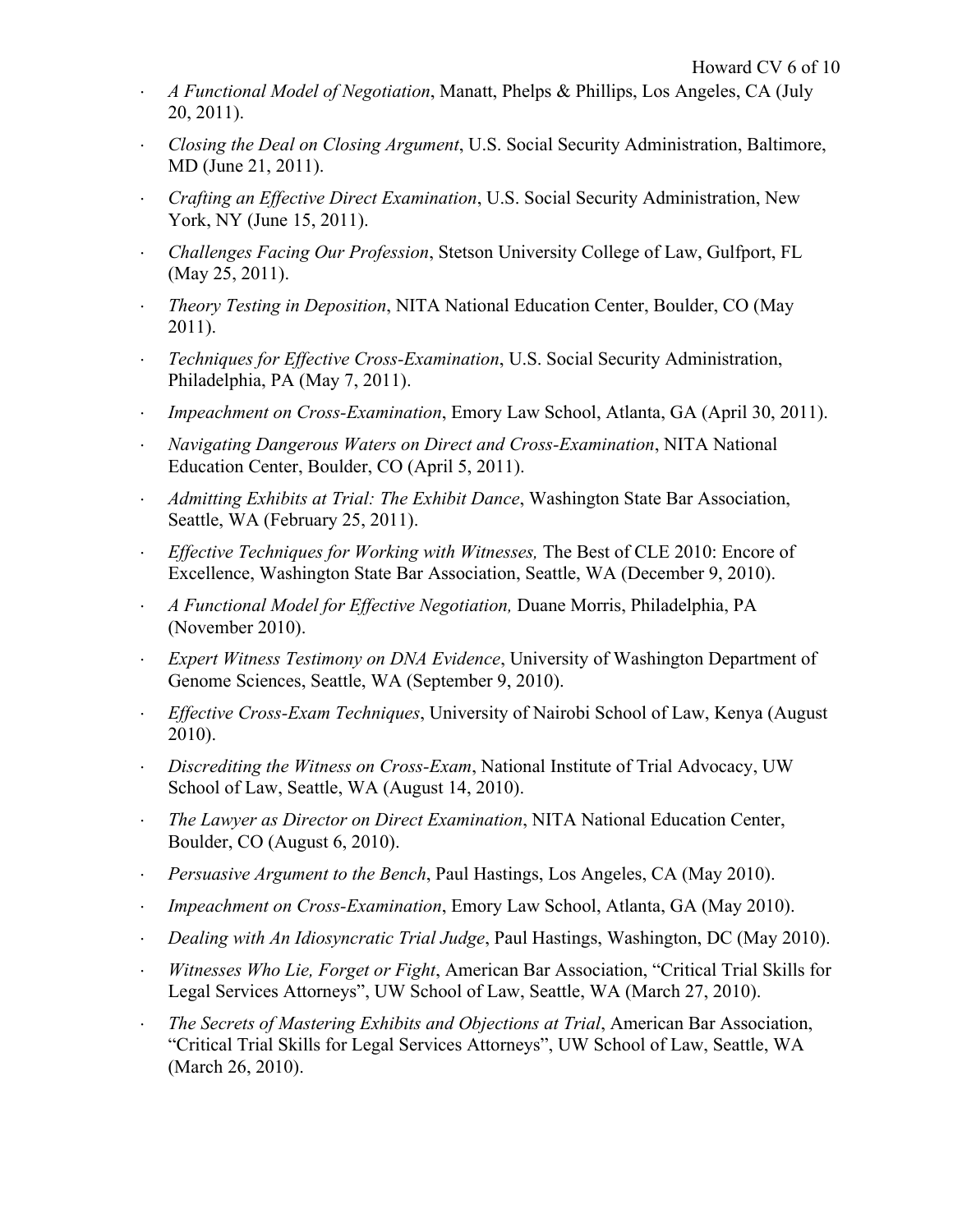- *A Functional Model of Negotiation*, Manatt, Phelps & Phillips, Los Angeles, CA (July 20, 2011).
- *Closing the Deal on Closing Argument*, U.S. Social Security Administration, Baltimore, MD (June 21, 2011).
- *Crafting an Effective Direct Examination*, U.S. Social Security Administration, New York, NY (June 15, 2011).
- *Challenges Facing Our Profession*, Stetson University College of Law, Gulfport, FL (May 25, 2011).
- *Theory Testing in Deposition*, NITA National Education Center, Boulder, CO (May 2011).
- *Techniques for Effective Cross-Examination*, U.S. Social Security Administration, Philadelphia, PA (May 7, 2011).
- *Impeachment on Cross-Examination*, Emory Law School, Atlanta, GA (April 30, 2011).
- *Navigating Dangerous Waters on Direct and Cross-Examination*, NITA National Education Center, Boulder, CO (April 5, 2011).
- *Admitting Exhibits at Trial: The Exhibit Dance*, Washington State Bar Association, Seattle, WA (February 25, 2011).
- *Effective Techniques for Working with Witnesses,* The Best of CLE 2010: Encore of Excellence, Washington State Bar Association, Seattle, WA (December 9, 2010).
- *A Functional Model for Effective Negotiation,* Duane Morris, Philadelphia, PA (November 2010).
- *Expert Witness Testimony on DNA Evidence*, University of Washington Department of Genome Sciences, Seattle, WA (September 9, 2010).
- *Effective Cross-Exam Techniques*, University of Nairobi School of Law, Kenya (August 2010).
- *Discrediting the Witness on Cross-Exam*, National Institute of Trial Advocacy, UW School of Law, Seattle, WA (August 14, 2010).
- *The Lawyer as Director on Direct Examination*, NITA National Education Center, Boulder, CO (August 6, 2010).
- *Persuasive Argument to the Bench*, Paul Hastings, Los Angeles, CA (May 2010).
- *Impeachment on Cross-Examination*, Emory Law School, Atlanta, GA (May 2010).
- *Dealing with An Idiosyncratic Trial Judge*, Paul Hastings, Washington, DC (May 2010).
- *Witnesses Who Lie, Forget or Fight*, American Bar Association, "Critical Trial Skills for Legal Services Attorneys", UW School of Law, Seattle, WA (March 27, 2010).
- *The Secrets of Mastering Exhibits and Objections at Trial*, American Bar Association, "Critical Trial Skills for Legal Services Attorneys", UW School of Law, Seattle, WA (March 26, 2010).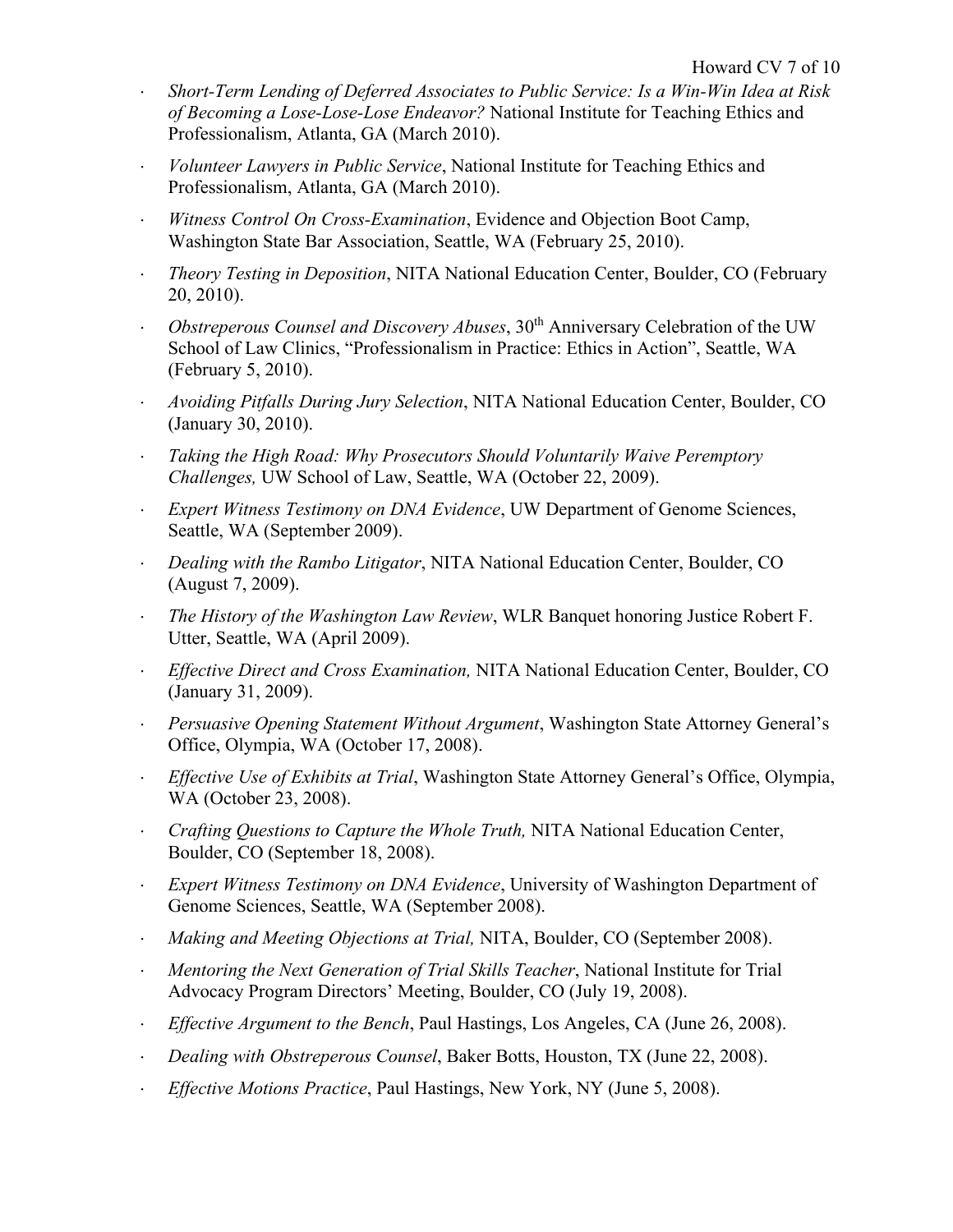- *Short-Term Lending of Deferred Associates to Public Service: Is a Win-Win Idea at Risk of Becoming a Lose-Lose-Lose Endeavor?* National Institute for Teaching Ethics and Professionalism, Atlanta, GA (March 2010).
- *Volunteer Lawyers in Public Service*, National Institute for Teaching Ethics and Professionalism, Atlanta, GA (March 2010).
- *Witness Control On Cross-Examination*, Evidence and Objection Boot Camp, Washington State Bar Association, Seattle, WA (February 25, 2010).
- *Theory Testing in Deposition*, NITA National Education Center, Boulder, CO (February 20, 2010).
- *Obstreperous Counsel and Discovery Abuses*, 30th Anniversary Celebration of the UW School of Law Clinics, "Professionalism in Practice: Ethics in Action", Seattle, WA (February 5, 2010).
- *Avoiding Pitfalls During Jury Selection*, NITA National Education Center, Boulder, CO (January 30, 2010).
- *Taking the High Road: Why Prosecutors Should Voluntarily Waive Peremptory Challenges,* UW School of Law, Seattle, WA (October 22, 2009).
- *Expert Witness Testimony on DNA Evidence*, UW Department of Genome Sciences, Seattle, WA (September 2009).
- *Dealing with the Rambo Litigator*, NITA National Education Center, Boulder, CO (August 7, 2009).
- *The History of the Washington Law Review*, WLR Banquet honoring Justice Robert F. Utter, Seattle, WA (April 2009).
- *Effective Direct and Cross Examination,* NITA National Education Center, Boulder, CO (January 31, 2009).
- *Persuasive Opening Statement Without Argument*, Washington State Attorney General's Office, Olympia, WA (October 17, 2008).
- *Effective Use of Exhibits at Trial*, Washington State Attorney General's Office, Olympia, WA (October 23, 2008).
- *Crafting Questions to Capture the Whole Truth,* NITA National Education Center, Boulder, CO (September 18, 2008).
- *Expert Witness Testimony on DNA Evidence*, University of Washington Department of Genome Sciences, Seattle, WA (September 2008).
- *Making and Meeting Objections at Trial,* NITA, Boulder, CO (September 2008).
- *Mentoring the Next Generation of Trial Skills Teacher*, National Institute for Trial Advocacy Program Directors' Meeting, Boulder, CO (July 19, 2008).
- *Effective Argument to the Bench*, Paul Hastings, Los Angeles, CA (June 26, 2008).
- *Dealing with Obstreperous Counsel*, Baker Botts, Houston, TX (June 22, 2008).
- *Effective Motions Practice*, Paul Hastings, New York, NY (June 5, 2008).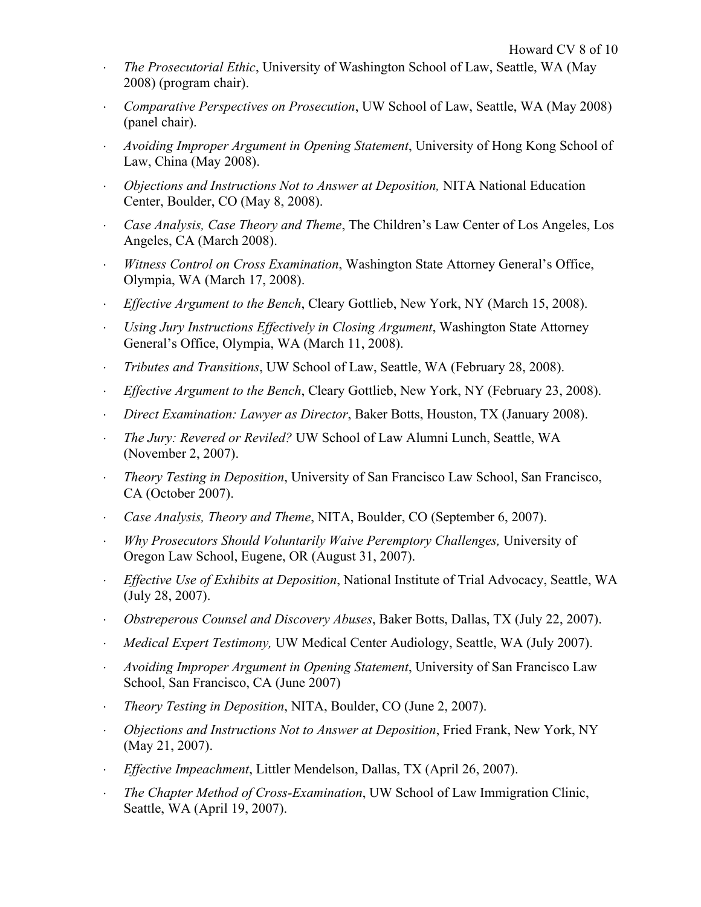- *The Prosecutorial Ethic*, University of Washington School of Law, Seattle, WA (May 2008) (program chair).
- *Comparative Perspectives on Prosecution*, UW School of Law, Seattle, WA (May 2008) (panel chair).
- *Avoiding Improper Argument in Opening Statement*, University of Hong Kong School of Law, China (May 2008).
- *Objections and Instructions Not to Answer at Deposition,* NITA National Education Center, Boulder, CO (May 8, 2008).
- *Case Analysis, Case Theory and Theme*, The Children's Law Center of Los Angeles, Los Angeles, CA (March 2008).
- *Witness Control on Cross Examination*, Washington State Attorney General's Office, Olympia, WA (March 17, 2008).
- *Effective Argument to the Bench*, Cleary Gottlieb, New York, NY (March 15, 2008).
- *Using Jury Instructions Effectively in Closing Argument*, Washington State Attorney General's Office, Olympia, WA (March 11, 2008).
- *Tributes and Transitions*, UW School of Law, Seattle, WA (February 28, 2008).
- *Effective Argument to the Bench*, Cleary Gottlieb, New York, NY (February 23, 2008).
- *Direct Examination: Lawyer as Director*, Baker Botts, Houston, TX (January 2008).
- *The Jury: Revered or Reviled?* UW School of Law Alumni Lunch, Seattle, WA (November 2, 2007).
- *Theory Testing in Deposition*, University of San Francisco Law School, San Francisco, CA (October 2007).
- *Case Analysis, Theory and Theme*, NITA, Boulder, CO (September 6, 2007).
- *Why Prosecutors Should Voluntarily Waive Peremptory Challenges,* University of Oregon Law School, Eugene, OR (August 31, 2007).
- *Effective Use of Exhibits at Deposition*, National Institute of Trial Advocacy, Seattle, WA (July 28, 2007).
- *Obstreperous Counsel and Discovery Abuses*, Baker Botts, Dallas, TX (July 22, 2007).
- *Medical Expert Testimony,* UW Medical Center Audiology, Seattle, WA (July 2007).
- *Avoiding Improper Argument in Opening Statement*, University of San Francisco Law School, San Francisco, CA (June 2007)
- *Theory Testing in Deposition*, NITA, Boulder, CO (June 2, 2007).
- *Objections and Instructions Not to Answer at Deposition*, Fried Frank, New York, NY (May 21, 2007).
- *Effective Impeachment*, Littler Mendelson, Dallas, TX (April 26, 2007).
- *The Chapter Method of Cross-Examination*, UW School of Law Immigration Clinic, Seattle, WA (April 19, 2007).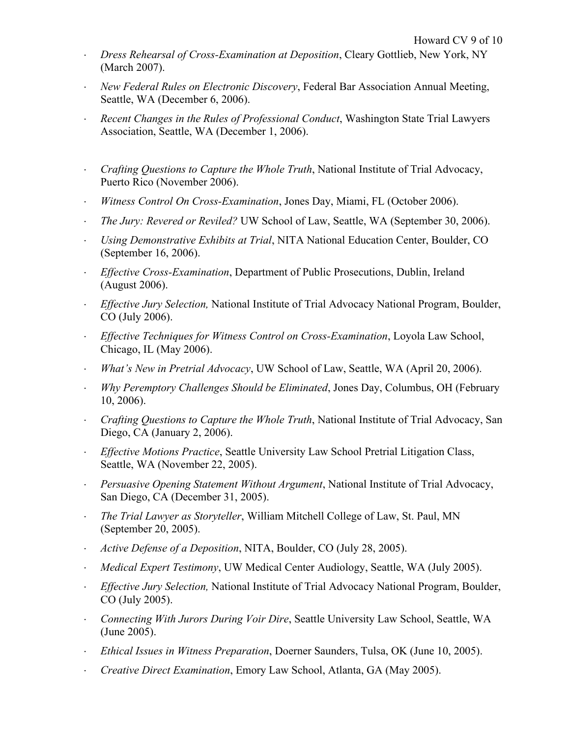- *Dress Rehearsal of Cross-Examination at Deposition*, Cleary Gottlieb, New York, NY (March 2007).
- *New Federal Rules on Electronic Discovery*, Federal Bar Association Annual Meeting, Seattle, WA (December 6, 2006).
- *Recent Changes in the Rules of Professional Conduct*, Washington State Trial Lawyers Association, Seattle, WA (December 1, 2006).
- *Crafting Questions to Capture the Whole Truth*, National Institute of Trial Advocacy, Puerto Rico (November 2006).
- *Witness Control On Cross-Examination*, Jones Day, Miami, FL (October 2006).
- *The Jury: Revered or Reviled?* UW School of Law, Seattle, WA (September 30, 2006).
- *Using Demonstrative Exhibits at Trial*, NITA National Education Center, Boulder, CO (September 16, 2006).
- *Effective Cross-Examination*, Department of Public Prosecutions, Dublin, Ireland (August 2006).
- *Effective Jury Selection,* National Institute of Trial Advocacy National Program, Boulder, CO (July 2006).
- *Effective Techniques for Witness Control on Cross-Examination*, Loyola Law School, Chicago, IL (May 2006).
- *What's New in Pretrial Advocacy*, UW School of Law, Seattle, WA (April 20, 2006).
- *Why Peremptory Challenges Should be Eliminated*, Jones Day, Columbus, OH (February 10, 2006).
- *Crafting Questions to Capture the Whole Truth*, National Institute of Trial Advocacy, San Diego, CA (January 2, 2006).
- *Effective Motions Practice*, Seattle University Law School Pretrial Litigation Class, Seattle, WA (November 22, 2005).
- *Persuasive Opening Statement Without Argument*, National Institute of Trial Advocacy, San Diego, CA (December 31, 2005).
- *The Trial Lawyer as Storyteller*, William Mitchell College of Law, St. Paul, MN (September 20, 2005).
- *Active Defense of a Deposition*, NITA, Boulder, CO (July 28, 2005).
- *Medical Expert Testimony*, UW Medical Center Audiology, Seattle, WA (July 2005).
- *Effective Jury Selection,* National Institute of Trial Advocacy National Program, Boulder, CO (July 2005).
- *Connecting With Jurors During Voir Dire*, Seattle University Law School, Seattle, WA (June 2005).
- *Ethical Issues in Witness Preparation*, Doerner Saunders, Tulsa, OK (June 10, 2005).
- *Creative Direct Examination*, Emory Law School, Atlanta, GA (May 2005).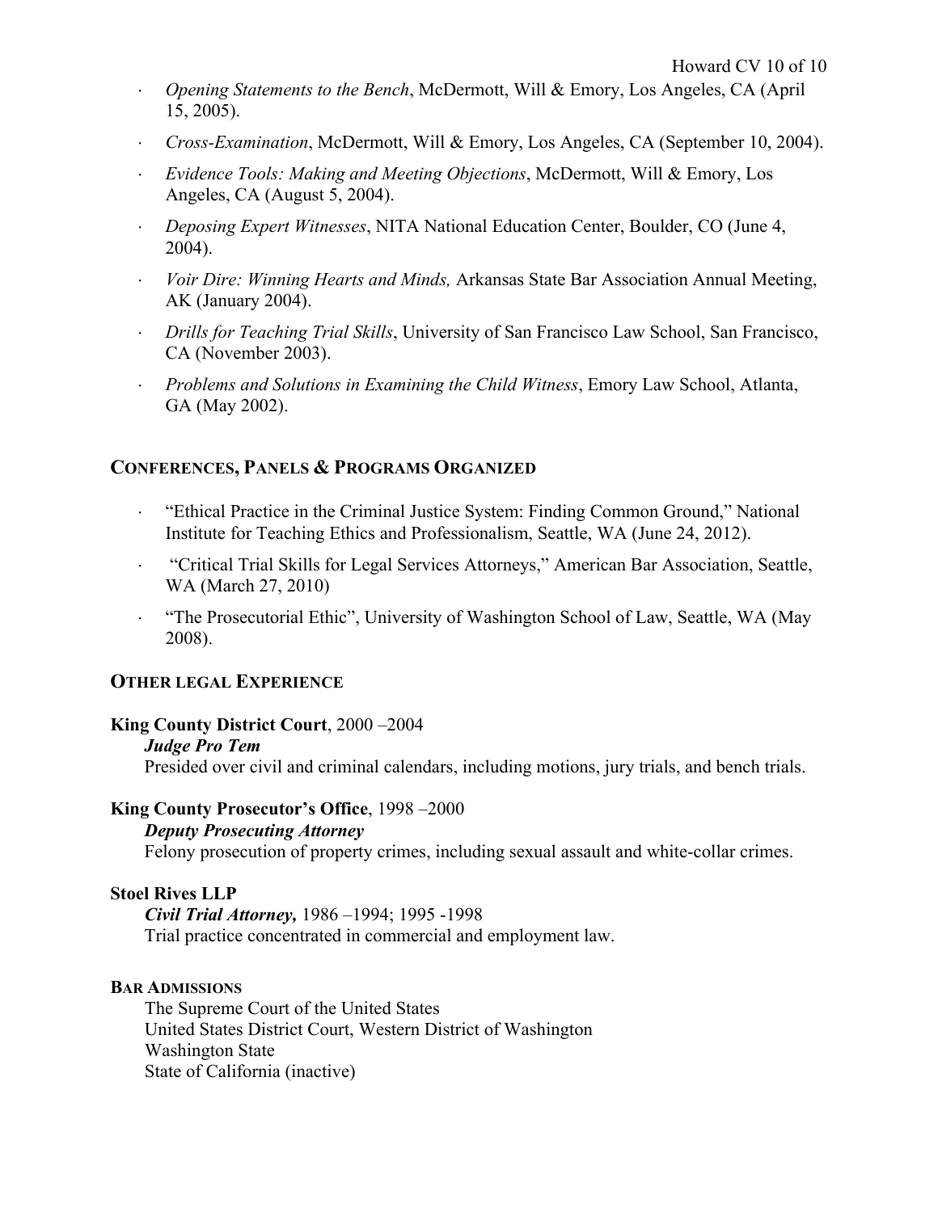- *Opening Statements to the Bench*, McDermott, Will & Emory, Los Angeles, CA (April 15, 2005).
- *Cross-Examination*, McDermott, Will & Emory, Los Angeles, CA (September 10, 2004).
- *Evidence Tools: Making and Meeting Objections*, McDermott, Will & Emory, Los Angeles, CA (August 5, 2004).
- *Deposing Expert Witnesses*, NITA National Education Center, Boulder, CO (June 4, 2004).
- *Voir Dire: Winning Hearts and Minds,* Arkansas State Bar Association Annual Meeting, AK (January 2004).
- *Drills for Teaching Trial Skills*, University of San Francisco Law School, San Francisco, CA (November 2003).
- *Problems and Solutions in Examining the Child Witness*, Emory Law School, Atlanta, GA (May 2002).

## CONFERENCES, PANELS & PROGRAMS ORGANIZED

- "Ethical Practice in the Criminal Justice System: Finding Common Ground," National Institute for Teaching Ethics and Professionalism, Seattle, WA (June 24, 2012).
- "Critical Trial Skills for Legal Services Attorneys," American Bar Association, Seattle, WA (March 27, 2010)
- "The Prosecutorial Ethic", University of Washington School of Law, Seattle, WA (May 2008).

## OTHER LEGAL EXPERIENCE

**King County District Court**, 2000 –2004
***Judge Pro Tem***
Presided over civil and criminal calendars, including motions, jury trials, and bench trials.

**King County Prosecutor's Office**, 1998 –2000
***Deputy Prosecuting Attorney***
Felony prosecution of property crimes, including sexual assault and white-collar crimes.

**Stoel Rives LLP**
***Civil Trial Attorney,*** 1986 –1994; 1995 -1998
Trial practice concentrated in commercial and employment law.

## BAR ADMISSIONS

The Supreme Court of the United States
United States District Court, Western District of Washington
Washington State
State of California (inactive)